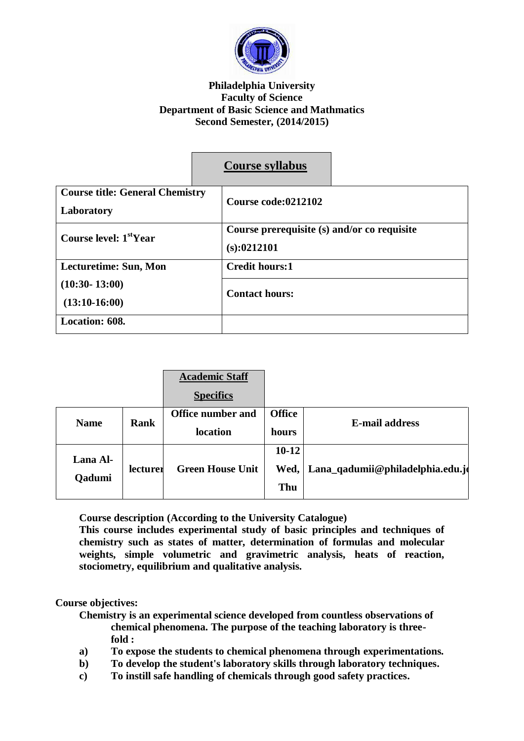**Philadelphia University**
**Faculty of Science**
**Department of Basic Science and Mathmatics**
**Second Semester, (2014/2015)**

## Course syllabus

| Course title: General Chemistry Laboratory | Course code:0212102 |
|---|---|
| Course level: 1st Year | Course prerequisite (s) and/or co requisite (s):0212101 |
| Lecturetime: Sun, Mon (10:30- 13:00) (13:10-16:00) | Credit hours:1 |
| | Contact hours: |
| Location: 608. | |

## Academic Staff Specifics

| Name | Rank | Office number and location | Office hours | E-mail address |
|---|---|---|---|---|
| Lana Al-Qadumi | lecturer | Green House Unit | 10-12 Wed, Thu | Lana_qadumii@philadelphia.edu.jo |

**Course description (According to the University Catalogue)**

**This course includes experimental study of basic principles and techniques of chemistry such as states of matter, determination of formulas and molecular weights, simple volumetric and gravimetric analysis, heats of reaction, stociometry, equilibrium and qualitative analysis.**

**Course objectives:**

**Chemistry is an experimental science developed from countless observations of chemical phenomena. The purpose of the teaching laboratory is three-fold :**

- **a) To expose the students to chemical phenomena through experimentations.**
- **b) To develop the student's laboratory skills through laboratory techniques.**
- **c) To instill safe handling of chemicals through good safety practices.**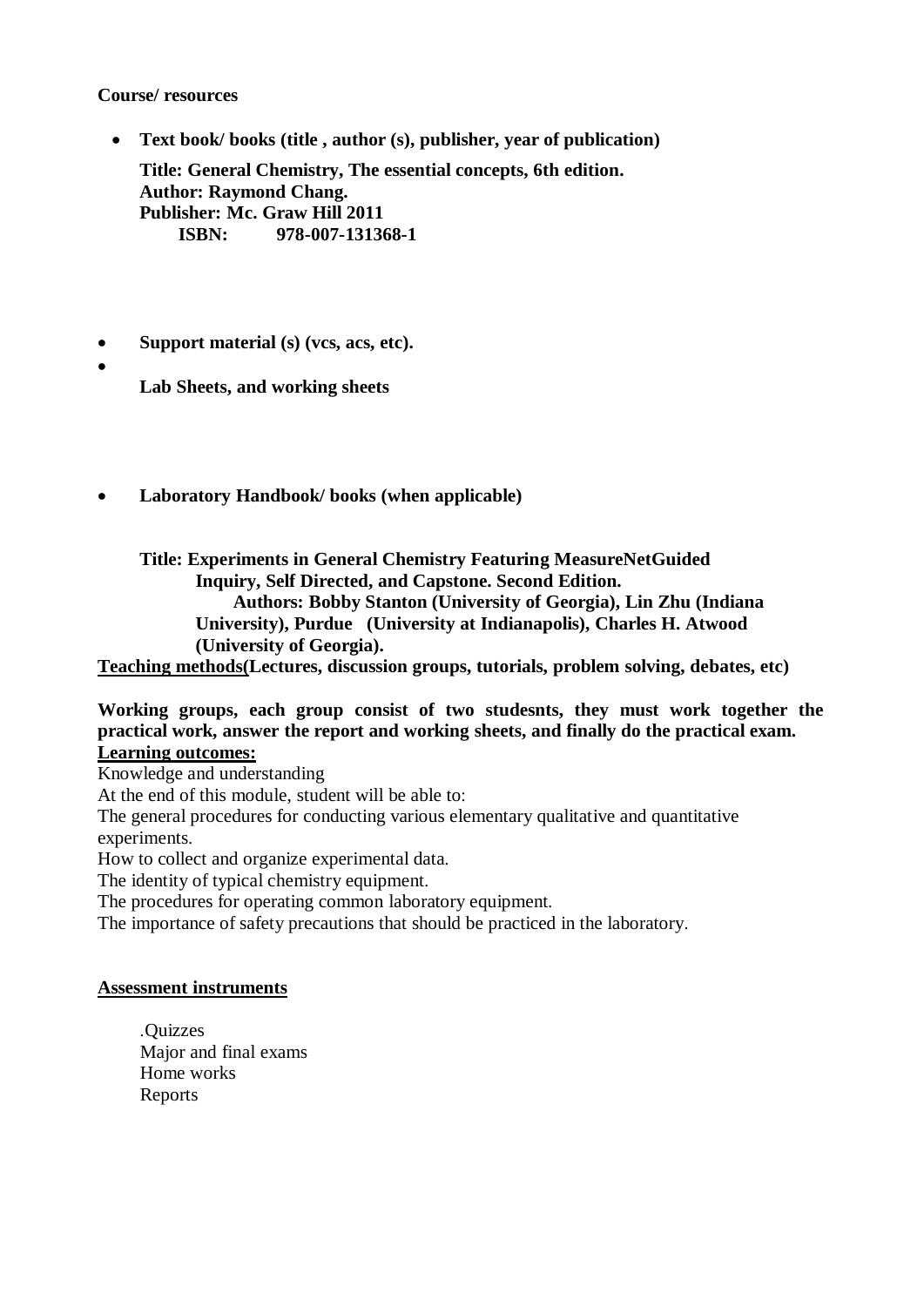**Course/ resources**

- **Text book/ books (title , author (s), publisher, year of publication)**

  **Title: General Chemistry, The essential concepts, 6th edition.**
  **Author: Raymond Chang.**
  **Publisher: Mc. Graw Hill 2011**
  **ISBN: 978-007-131368-1**

- **Support material (s) (vcs, acs, etc).**
- **Lab Sheets, and working sheets**

- **Laboratory Handbook/ books (when applicable)**

  **Title: Experiments in General Chemistry Featuring MeasureNetGuided Inquiry, Self Directed, and Capstone. Second Edition.**
  **Authors: Bobby Stanton (University of Georgia), Lin Zhu (Indiana University), Purdue (University at Indianapolis), Charles H. Atwood (University of Georgia).**

**Teaching methods(Lectures, discussion groups, tutorials, problem solving, debates, etc)**

**Working groups, each group consist of two studesnts, they must work together the practical work, answer the report and working sheets, and finally do the practical exam.**

**Learning outcomes:**

Knowledge and understanding

At the end of this module, student will be able to:

The general procedures for conducting various elementary qualitative and quantitative experiments.

How to collect and organize experimental data.

The identity of typical chemistry equipment.

The procedures for operating common laboratory equipment.

The importance of safety precautions that should be practiced in the laboratory.

**Assessment instruments**

.Quizzes
Major and final exams
Home works
Reports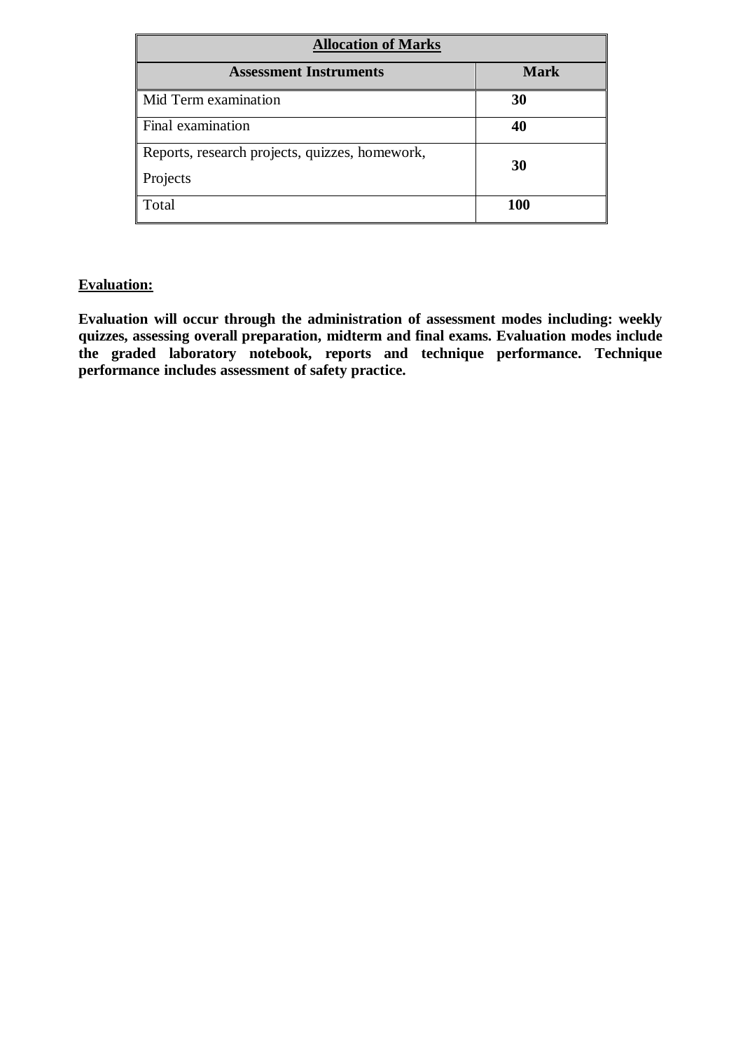| **Allocation of Marks** | |
|---|---|
| **Assessment Instruments** | **Mark** |
| Mid Term examination | **30** |
| Final examination | **40** |
| Reports, research projects, quizzes, homework, Projects | **30** |
| Total | **100** |

**Evaluation:**

**Evaluation will occur through the administration of assessment modes including: weekly quizzes, assessing overall preparation, midterm and final exams. Evaluation modes include the graded laboratory notebook, reports and technique performance. Technique performance includes assessment of safety practice.**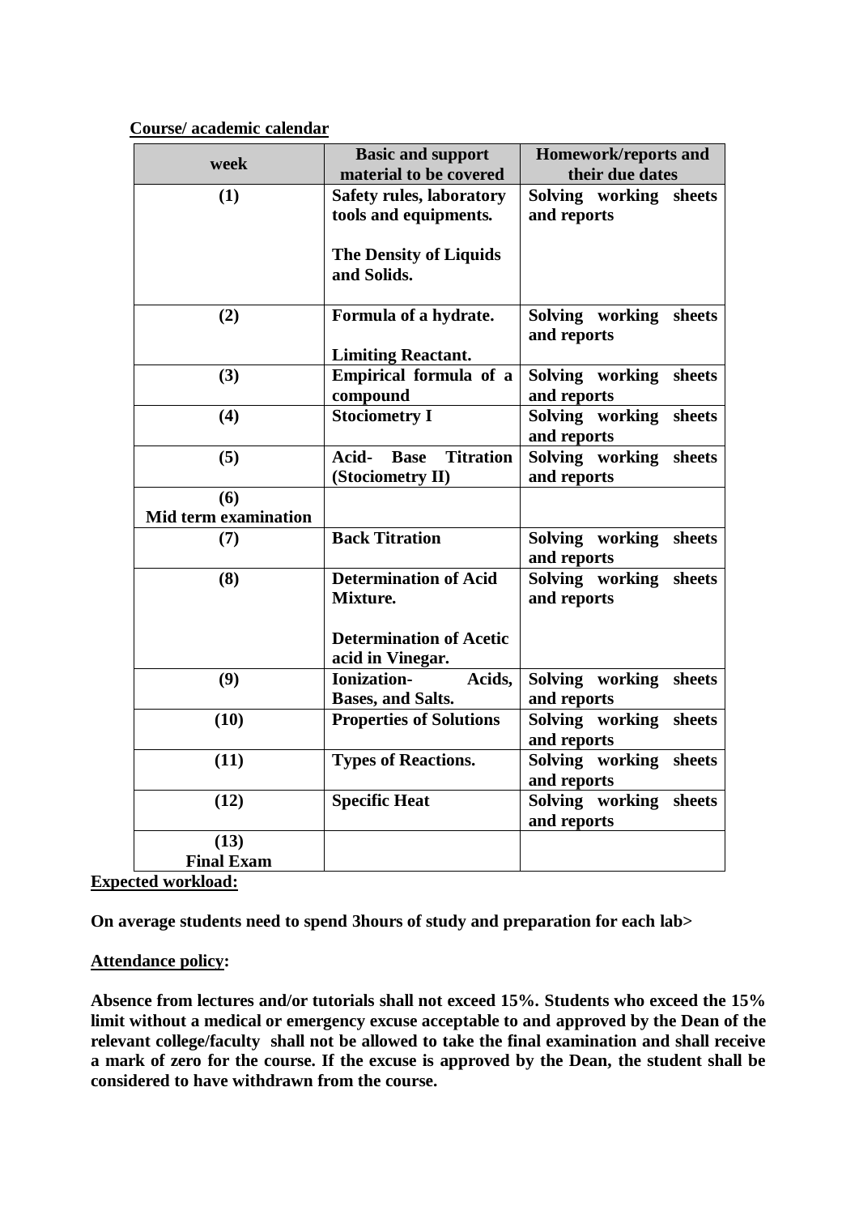**Course/ academic calendar**

| week | Basic and support material to be covered | Homework/reports and their due dates |
|---|---|---|
| **(1)** | **Safety rules, laboratory tools and equipments.**<br><br>**The Density of Liquids and Solids.** | **Solving working sheets and reports** |
| **(2)** | **Formula of a hydrate.**<br><br>**Limiting Reactant.** | **Solving working sheets and reports** |
| **(3)** | **Empirical formula of a compound** | **Solving working sheets and reports** |
| **(4)** | **Stociometry I** | **Solving working sheets and reports** |
| **(5)** | **Acid- Base Titration (Stociometry II)** | **Solving working sheets and reports** |
| **(6)**<br>**Mid term examination** | | |
| **(7)** | **Back Titration** | **Solving working sheets and reports** |
| **(8)** | **Determination of Acid Mixture.**<br><br>**Determination of Acetic acid in Vinegar.** | **Solving working sheets and reports** |
| **(9)** | **Ionization- Acids, Bases, and Salts.** | **Solving working sheets and reports** |
| **(10)** | **Properties of Solutions** | **Solving working sheets and reports** |
| **(11)** | **Types of Reactions.** | **Solving working sheets and reports** |
| **(12)** | **Specific Heat** | **Solving working sheets and reports** |
| **(13)**<br>**Final Exam** | | |

**Expected workload:**

**On average students need to spend 3hours of study and preparation for each lab>**

**Attendance policy:**

**Absence from lectures and/or tutorials shall not exceed 15%. Students who exceed the 15% limit without a medical or emergency excuse acceptable to and approved by the Dean of the relevant college/faculty shall not be allowed to take the final examination and shall receive a mark of zero for the course. If the excuse is approved by the Dean, the student shall be considered to have withdrawn from the course.**